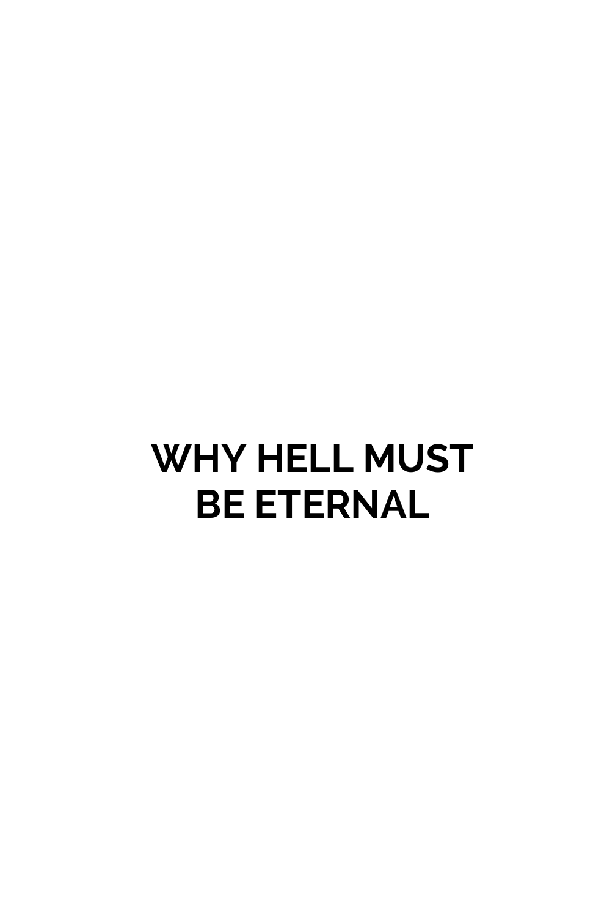# WHY HELL MUST BE ETERNAL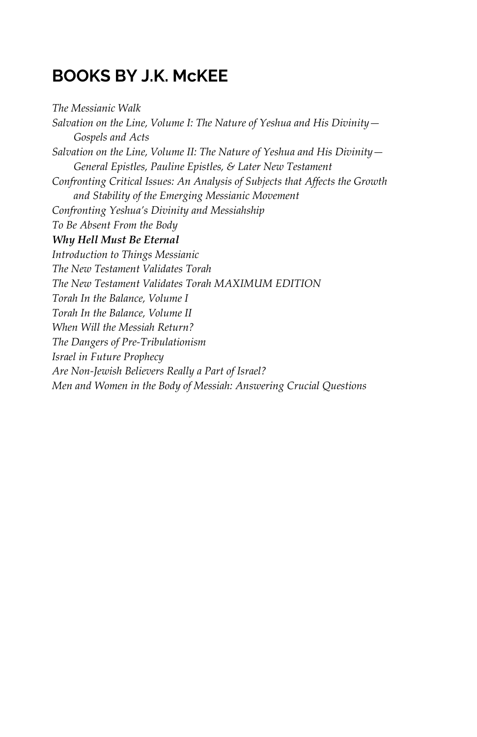## BOOKS BY J.K. McKEE

*The Messianic Walk*
*Salvation on the Line, Volume I: The Nature of Yeshua and His Divinity—Gospels and Acts*
*Salvation on the Line, Volume II: The Nature of Yeshua and His Divinity—General Epistles, Pauline Epistles, & Later New Testament*
*Confronting Critical Issues: An Analysis of Subjects that Affects the Growth and Stability of the Emerging Messianic Movement*
*Confronting Yeshua's Divinity and Messiahship*
*To Be Absent From the Body*
***Why Hell Must Be Eternal***
*Introduction to Things Messianic*
*The New Testament Validates Torah*
*The New Testament Validates Torah MAXIMUM EDITION*
*Torah In the Balance, Volume I*
*Torah In the Balance, Volume II*
*When Will the Messiah Return?*
*The Dangers of Pre-Tribulationism*
*Israel in Future Prophecy*
*Are Non-Jewish Believers Really a Part of Israel?*
*Men and Women in the Body of Messiah: Answering Crucial Questions*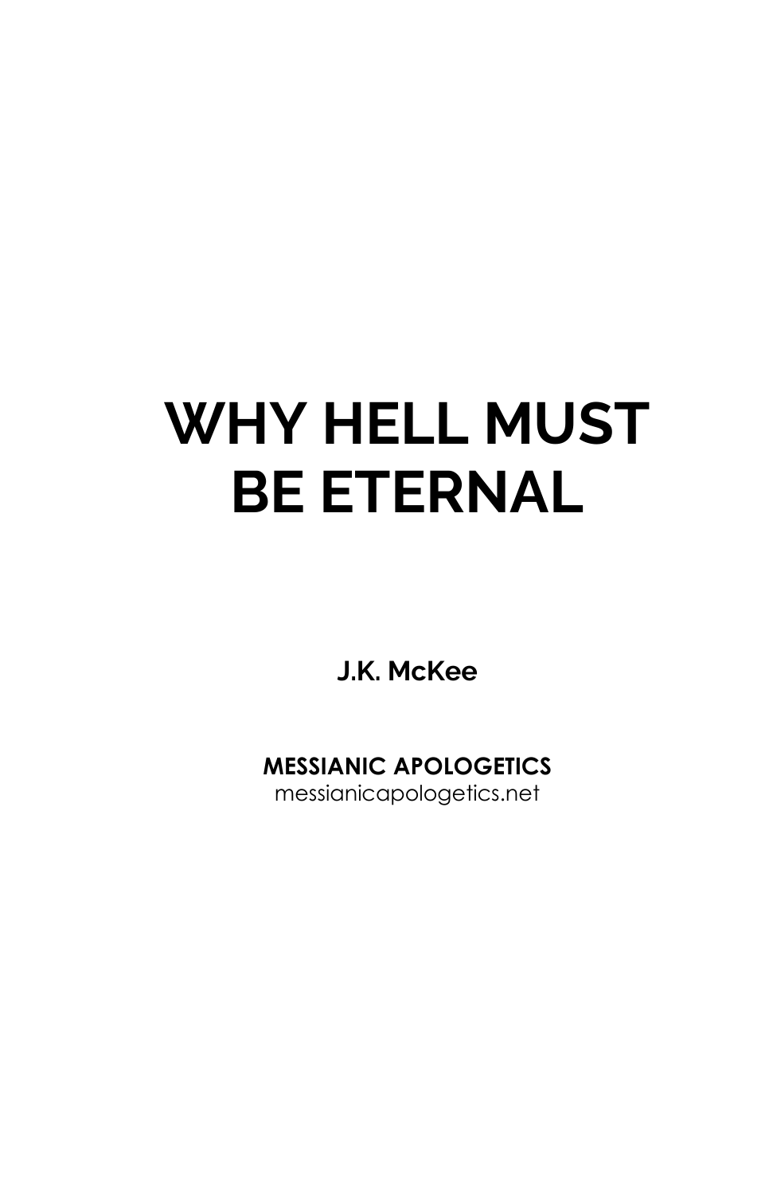# WHY HELL MUST BE ETERNAL

**J.K. McKee**

**MESSIANIC APOLOGETICS**
messianicapologetics.net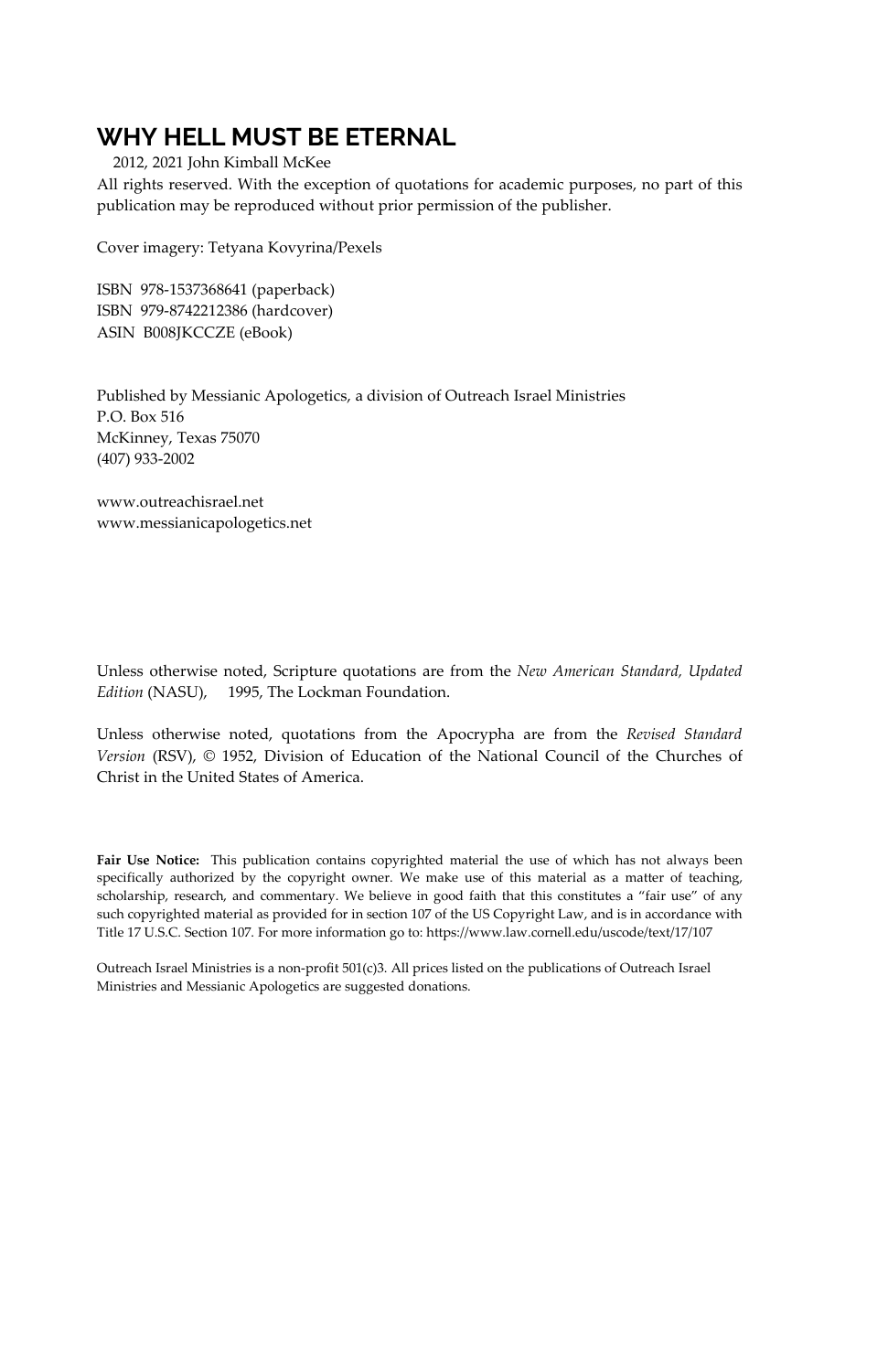# WHY HELL MUST BE ETERNAL

2012, 2021 John Kimball McKee

All rights reserved. With the exception of quotations for academic purposes, no part of this publication may be reproduced without prior permission of the publisher.

Cover imagery: Tetyana Kovyrina/Pexels

ISBN 978-1537368641 (paperback)
ISBN 979-8742212386 (hardcover)
ASIN B008JKCCZE (eBook)

Published by Messianic Apologetics, a division of Outreach Israel Ministries
P.O. Box 516
McKinney, Texas 75070
(407) 933-2002

www.outreachisrael.net
www.messianicapologetics.net

Unless otherwise noted, Scripture quotations are from the *New American Standard, Updated Edition* (NASU), 1995, The Lockman Foundation.

Unless otherwise noted, quotations from the Apocrypha are from the *Revised Standard Version* (RSV), © 1952, Division of Education of the National Council of the Churches of Christ in the United States of America.

**Fair Use Notice:** This publication contains copyrighted material the use of which has not always been specifically authorized by the copyright owner. We make use of this material as a matter of teaching, scholarship, research, and commentary. We believe in good faith that this constitutes a "fair use" of any such copyrighted material as provided for in section 107 of the US Copyright Law, and is in accordance with Title 17 U.S.C. Section 107. For more information go to: https://www.law.cornell.edu/uscode/text/17/107

Outreach Israel Ministries is a non-profit 501(c)3. All prices listed on the publications of Outreach Israel Ministries and Messianic Apologetics are suggested donations.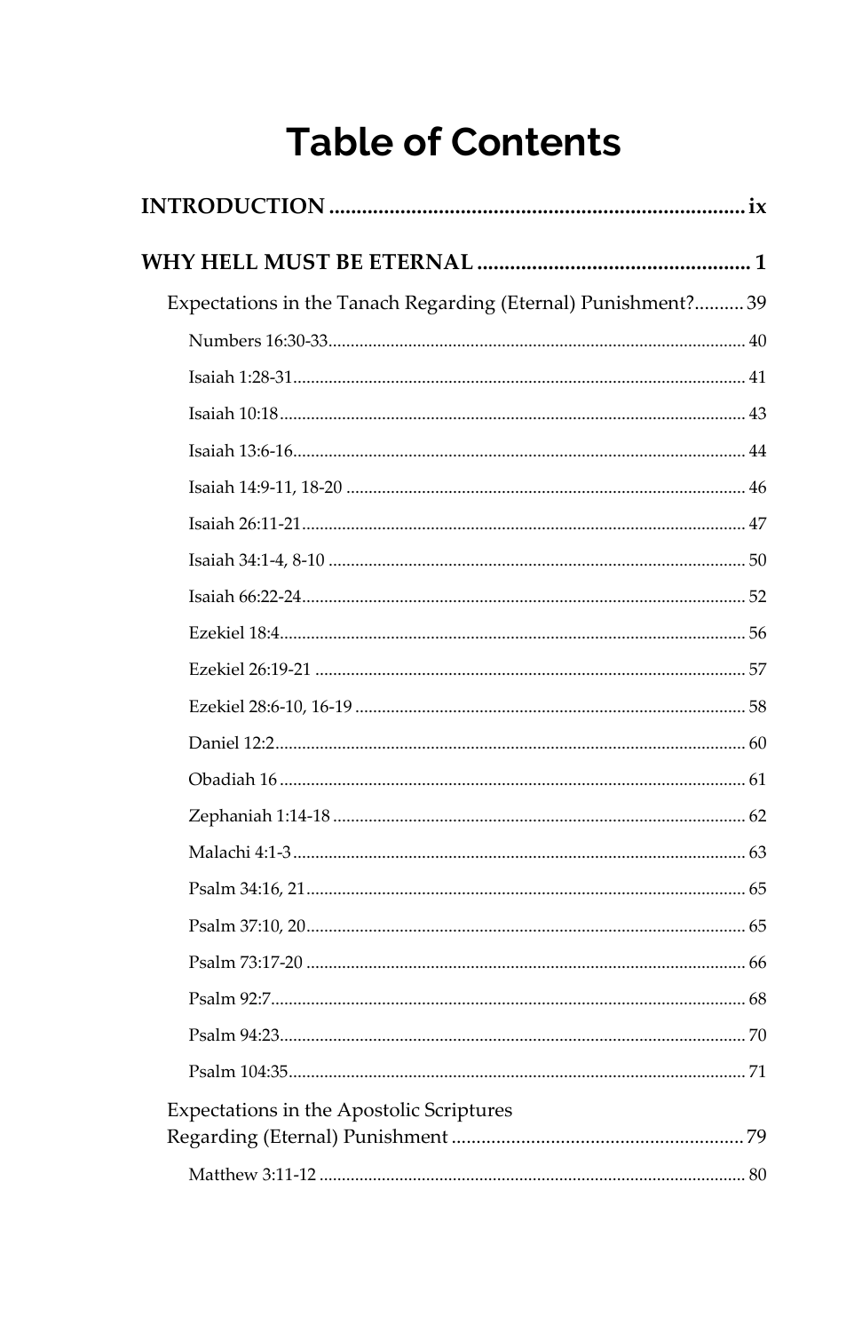# Table of Contents

**INTRODUCTION** ............................................................................ **ix**

**WHY HELL MUST BE ETERNAL** .................................................. **1**

Expectations in the Tanach Regarding (Eternal) Punishment?.......... 39

- Numbers 16:30-33 .............................................................................. 40
- Isaiah 1:28-31 ..................................................................................... 41
- Isaiah 10:18 ........................................................................................ 43
- Isaiah 13:6-16 ..................................................................................... 44
- Isaiah 14:9-11, 18-20 ......................................................................... 46
- Isaiah 26:11-21 ................................................................................... 47
- Isaiah 34:1-4, 8-10 ............................................................................. 50
- Isaiah 66:22-24 ................................................................................... 52
- Ezekiel 18:4 ........................................................................................ 56
- Ezekiel 26:19-21 ................................................................................ 57
- Ezekiel 28:6-10, 16-19 ....................................................................... 58
- Daniel 12:2 ......................................................................................... 60
- Obadiah 16 ......................................................................................... 61
- Zephaniah 1:14-18 ............................................................................. 62
- Malachi 4:1-3 ..................................................................................... 63
- Psalm 34:16, 21 .................................................................................. 65
- Psalm 37:10, 20 .................................................................................. 65
- Psalm 73:17-20 .................................................................................. 66
- Psalm 92:7 .......................................................................................... 68
- Psalm 94:23 ........................................................................................ 70
- Psalm 104:35 ...................................................................................... 71

Expectations in the Apostolic Scriptures Regarding (Eternal) Punishment ........................................................... 79

- Matthew 3:11-12 ............................................................................... 80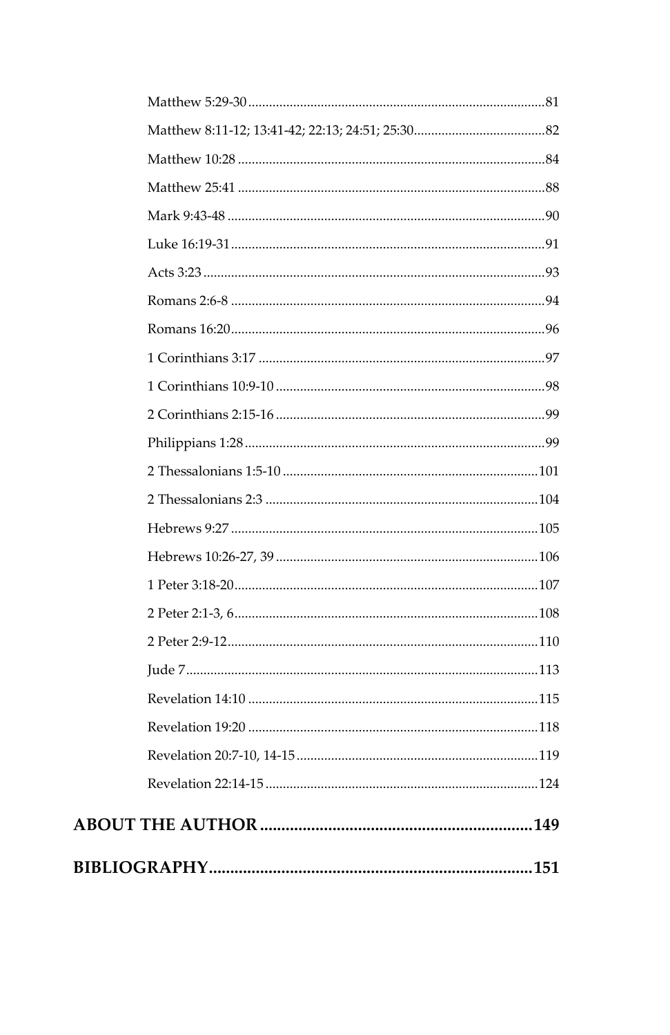Matthew 5:29-30 ........................................................................................81

Matthew 8:11-12; 13:41-42; 22:13; 24:51; 25:30......................................82

Matthew 10:28 ..........................................................................................84

Matthew 25:41 ..........................................................................................88

Mark 9:43-48 ............................................................................................90

Luke 16:19-31............................................................................................91

Acts 3:23 ...................................................................................................93

Romans 2:6-8 ............................................................................................94

Romans 16:20............................................................................................96

1 Corinthians 3:17 ...................................................................................97

1 Corinthians 10:9-10 ..............................................................................98

2 Corinthians 2:15-16 ..............................................................................99

Philippians 1:28 ........................................................................................99

2 Thessalonians 1:5-10 ..........................................................................101

2 Thessalonians 2:3 ...............................................................................104

Hebrews 9:27 ..........................................................................................105

Hebrews 10:26-27, 39 ............................................................................106

1 Peter 3:18-20........................................................................................107

2 Peter 2:1-3, 6........................................................................................108

2 Peter 2:9-12..........................................................................................110

Jude 7.......................................................................................................113

Revelation 14:10 ....................................................................................115

Revelation 19:20 ....................................................................................118

Revelation 20:7-10, 14-15......................................................................119

Revelation 22:14-15 ...............................................................................124

**ABOUT THE AUTHOR ................................................................149**

**BIBLIOGRAPHY............................................................................151**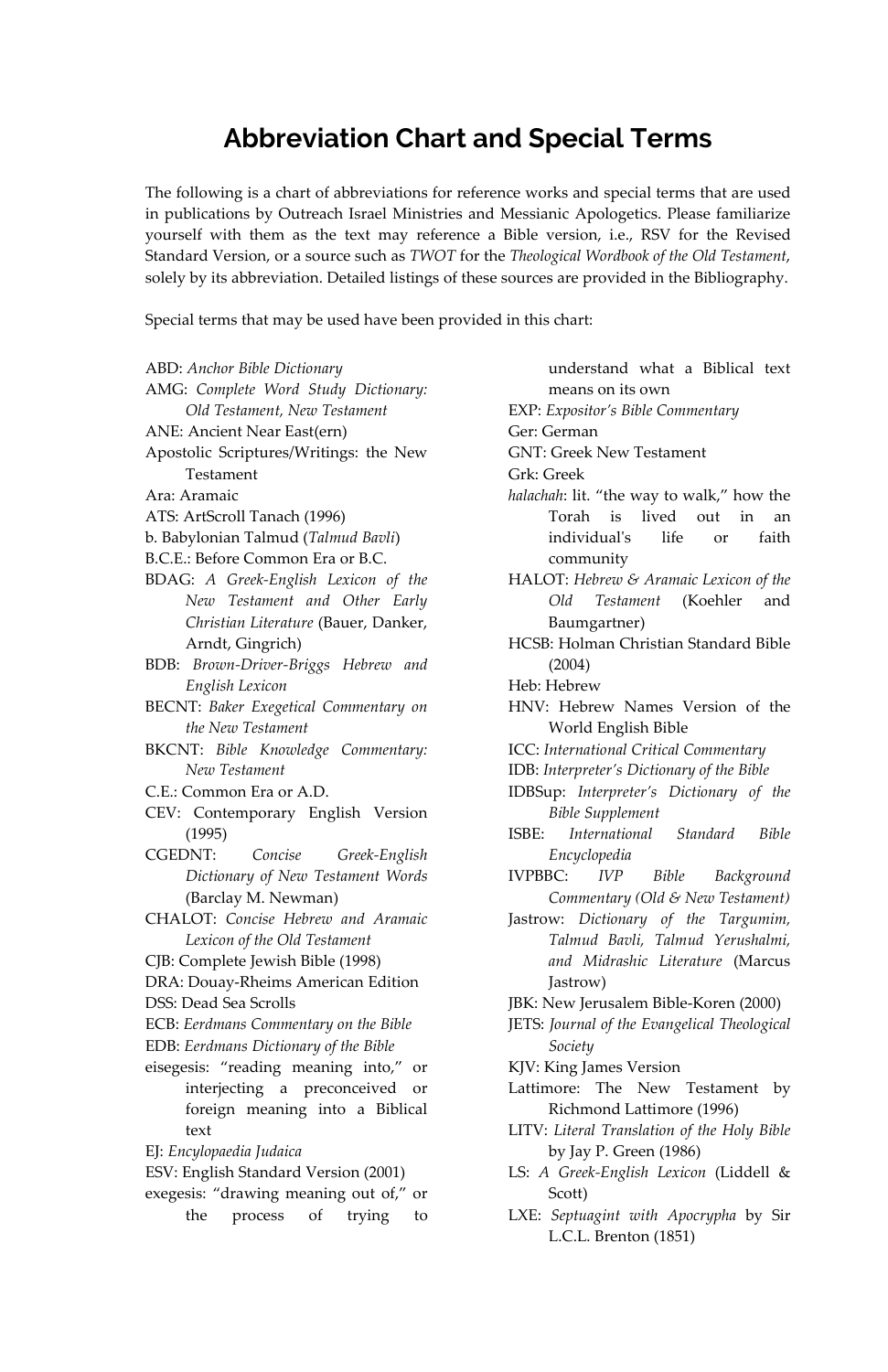# Abbreviation Chart and Special Terms

The following is a chart of abbreviations for reference works and special terms that are used in publications by Outreach Israel Ministries and Messianic Apologetics. Please familiarize yourself with them as the text may reference a Bible version, i.e., RSV for the Revised Standard Version, or a source such as *TWOT* for the *Theological Wordbook of the Old Testament*, solely by its abbreviation. Detailed listings of these sources are provided in the Bibliography.

Special terms that may be used have been provided in this chart:

ABD: *Anchor Bible Dictionary*
AMG: *Complete Word Study Dictionary: Old Testament, New Testament*
ANE: Ancient Near East(ern)
Apostolic Scriptures/Writings: the New Testament
Ara: Aramaic
ATS: ArtScroll Tanach (1996)
b. Babylonian Talmud (*Talmud Bavli*)
B.C.E.: Before Common Era or B.C.
BDAG: *A Greek-English Lexicon of the New Testament and Other Early Christian Literature* (Bauer, Danker, Arndt, Gingrich)
BDB: *Brown-Driver-Briggs Hebrew and English Lexicon*
BECNT: *Baker Exegetical Commentary on the New Testament*
BKCNT: *Bible Knowledge Commentary: New Testament*
C.E.: Common Era or A.D.
CEV: Contemporary English Version (1995)
CGEDNT: *Concise Greek-English Dictionary of New Testament Words* (Barclay M. Newman)
CHALOT: *Concise Hebrew and Aramaic Lexicon of the Old Testament*
CJB: Complete Jewish Bible (1998)
DRA: Douay-Rheims American Edition
DSS: Dead Sea Scrolls
ECB: *Eerdmans Commentary on the Bible*
EDB: *Eerdmans Dictionary of the Bible*
eisegesis: "reading meaning into," or interjecting a preconceived or foreign meaning into a Biblical text
EJ: *Encylopaedia Judaica*
ESV: English Standard Version (2001)
exegesis: "drawing meaning out of," or the process of trying to understand what a Biblical text means on its own
EXP: *Expositor's Bible Commentary*
Ger: German
GNT: Greek New Testament
Grk: Greek
*halachah*: lit. "the way to walk," how the Torah is lived out in an individual's life or faith community
HALOT: *Hebrew & Aramaic Lexicon of the Old Testament* (Koehler and Baumgartner)
HCSB: Holman Christian Standard Bible (2004)
Heb: Hebrew
HNV: Hebrew Names Version of the World English Bible
ICC: *International Critical Commentary*
IDB: *Interpreter's Dictionary of the Bible*
IDBSup: *Interpreter's Dictionary of the Bible Supplement*
ISBE: *International Standard Bible Encyclopedia*
IVPBBC: *IVP Bible Background Commentary (Old & New Testament)*
Jastrow: *Dictionary of the Targumim, Talmud Bavli, Talmud Yerushalmi, and Midrashic Literature* (Marcus Jastrow)
JBK: New Jerusalem Bible-Koren (2000)
JETS: *Journal of the Evangelical Theological Society*
KJV: King James Version
Lattimore: The New Testament by Richmond Lattimore (1996)
LITV: *Literal Translation of the Holy Bible* by Jay P. Green (1986)
LS: *A Greek-English Lexicon* (Liddell & Scott)
LXE: *Septuagint with Apocrypha* by Sir L.C.L. Brenton (1851)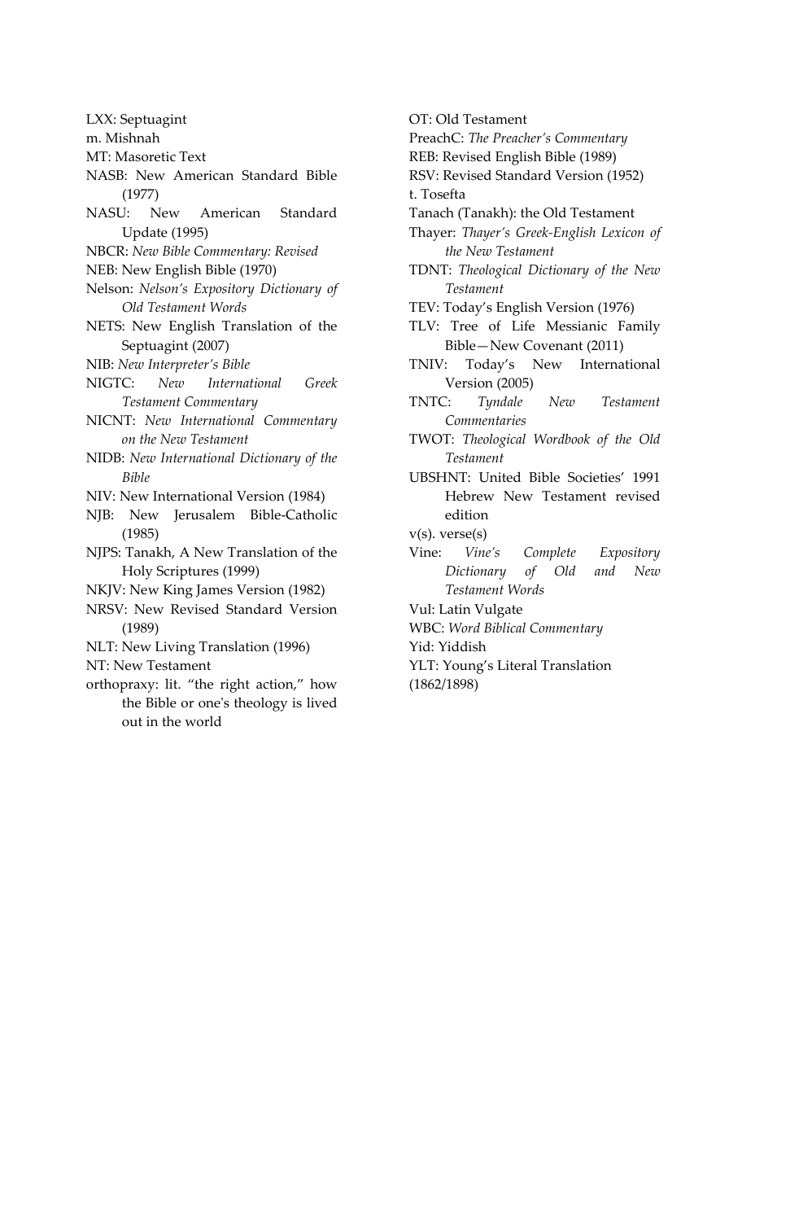LXX: Septuagint

m. Mishnah

MT: Masoretic Text

NASB: New American Standard Bible (1977)

NASU: New American Standard Update (1995)

NBCR: *New Bible Commentary: Revised*

NEB: New English Bible (1970)

Nelson: *Nelson's Expository Dictionary of Old Testament Words*

NETS: New English Translation of the Septuagint (2007)

NIB: *New Interpreter's Bible*

NIGTC: *New International Greek Testament Commentary*

NICNT: *New International Commentary on the New Testament*

NIDB: *New International Dictionary of the Bible*

NIV: New International Version (1984)

NJB: New Jerusalem Bible-Catholic (1985)

NJPS: Tanakh, A New Translation of the Holy Scriptures (1999)

NKJV: New King James Version (1982)

NRSV: New Revised Standard Version (1989)

NLT: New Living Translation (1996)

NT: New Testament

orthopraxy: lit. "the right action," how the Bible or one's theology is lived out in the world

OT: Old Testament

PreachC: *The Preacher's Commentary*

REB: Revised English Bible (1989)

RSV: Revised Standard Version (1952)

t. Tosefta

Tanach (Tanakh): the Old Testament

Thayer: *Thayer's Greek-English Lexicon of the New Testament*

TDNT: *Theological Dictionary of the New Testament*

TEV: Today's English Version (1976)

TLV: Tree of Life Messianic Family Bible—New Covenant (2011)

TNIV: Today's New International Version (2005)

TNTC: *Tyndale New Testament Commentaries*

TWOT: *Theological Wordbook of the Old Testament*

UBSHNT: United Bible Societies' 1991 Hebrew New Testament revised edition

v(s). verse(s)

Vine: *Vine's Complete Expository Dictionary of Old and New Testament Words*

Vul: Latin Vulgate

WBC: *Word Biblical Commentary*

Yid: Yiddish

YLT: Young's Literal Translation (1862/1898)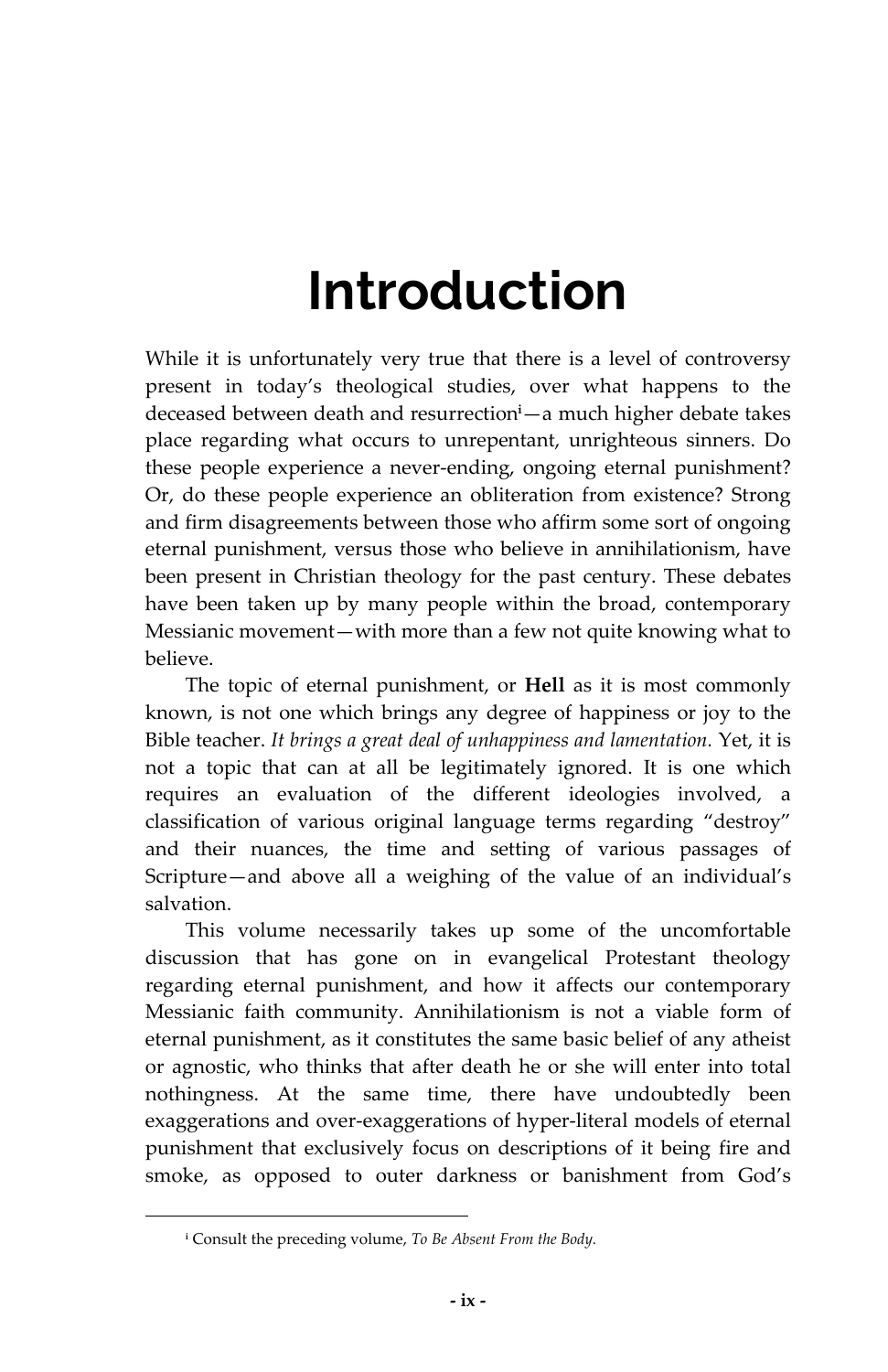# Introduction

While it is unfortunately very true that there is a level of controversy present in today's theological studies, over what happens to the deceased between death and resurrection[i]—a much higher debate takes place regarding what occurs to unrepentant, unrighteous sinners. Do these people experience a never-ending, ongoing eternal punishment? Or, do these people experience an obliteration from existence? Strong and firm disagreements between those who affirm some sort of ongoing eternal punishment, versus those who believe in annihilationism, have been present in Christian theology for the past century. These debates have been taken up by many people within the broad, contemporary Messianic movement—with more than a few not quite knowing what to believe.

The topic of eternal punishment, or **Hell** as it is most commonly known, is not one which brings any degree of happiness or joy to the Bible teacher. *It brings a great deal of unhappiness and lamentation.* Yet, it is not a topic that can at all be legitimately ignored. It is one which requires an evaluation of the different ideologies involved, a classification of various original language terms regarding "destroy" and their nuances, the time and setting of various passages of Scripture—and above all a weighing of the value of an individual's salvation.

This volume necessarily takes up some of the uncomfortable discussion that has gone on in evangelical Protestant theology regarding eternal punishment, and how it affects our contemporary Messianic faith community. Annihilationism is not a viable form of eternal punishment, as it constitutes the same basic belief of any atheist or agnostic, who thinks that after death he or she will enter into total nothingness. At the same time, there have undoubtedly been exaggerations and over-exaggerations of hyper-literal models of eternal punishment that exclusively focus on descriptions of it being fire and smoke, as opposed to outer darkness or banishment from God's

---

[i] Consult the preceding volume, *To Be Absent From the Body.*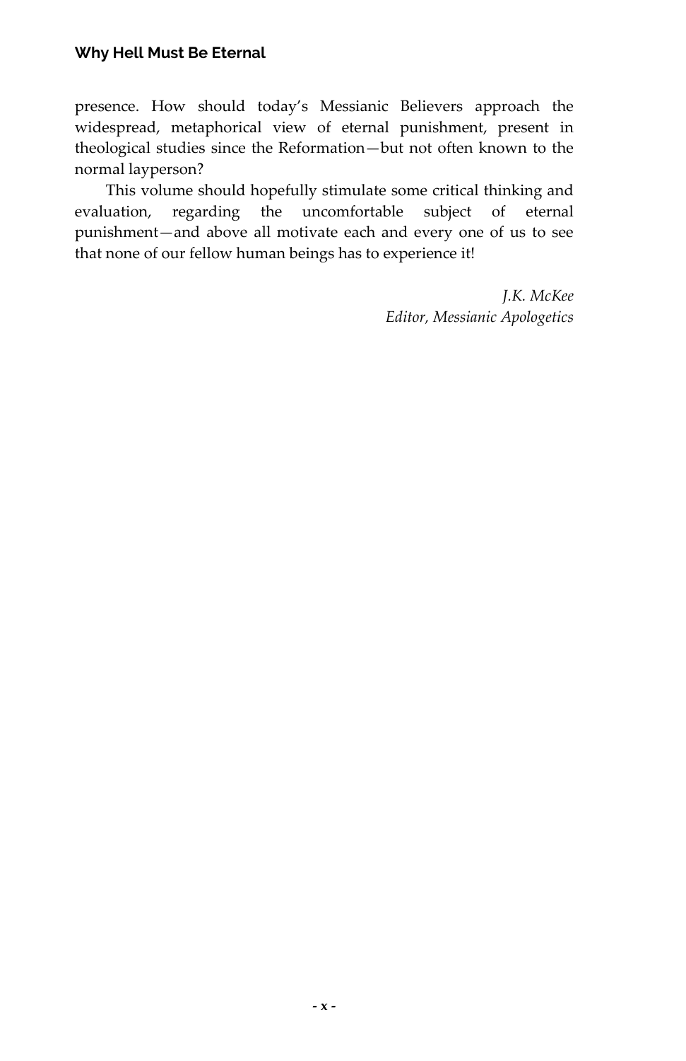presence. How should today's Messianic Believers approach the widespread, metaphorical view of eternal punishment, present in theological studies since the Reformation—but not often known to the normal layperson?

This volume should hopefully stimulate some critical thinking and evaluation, regarding the uncomfortable subject of eternal punishment—and above all motivate each and every one of us to see that none of our fellow human beings has to experience it!

*J.K. McKee*
*Editor, Messianic Apologetics*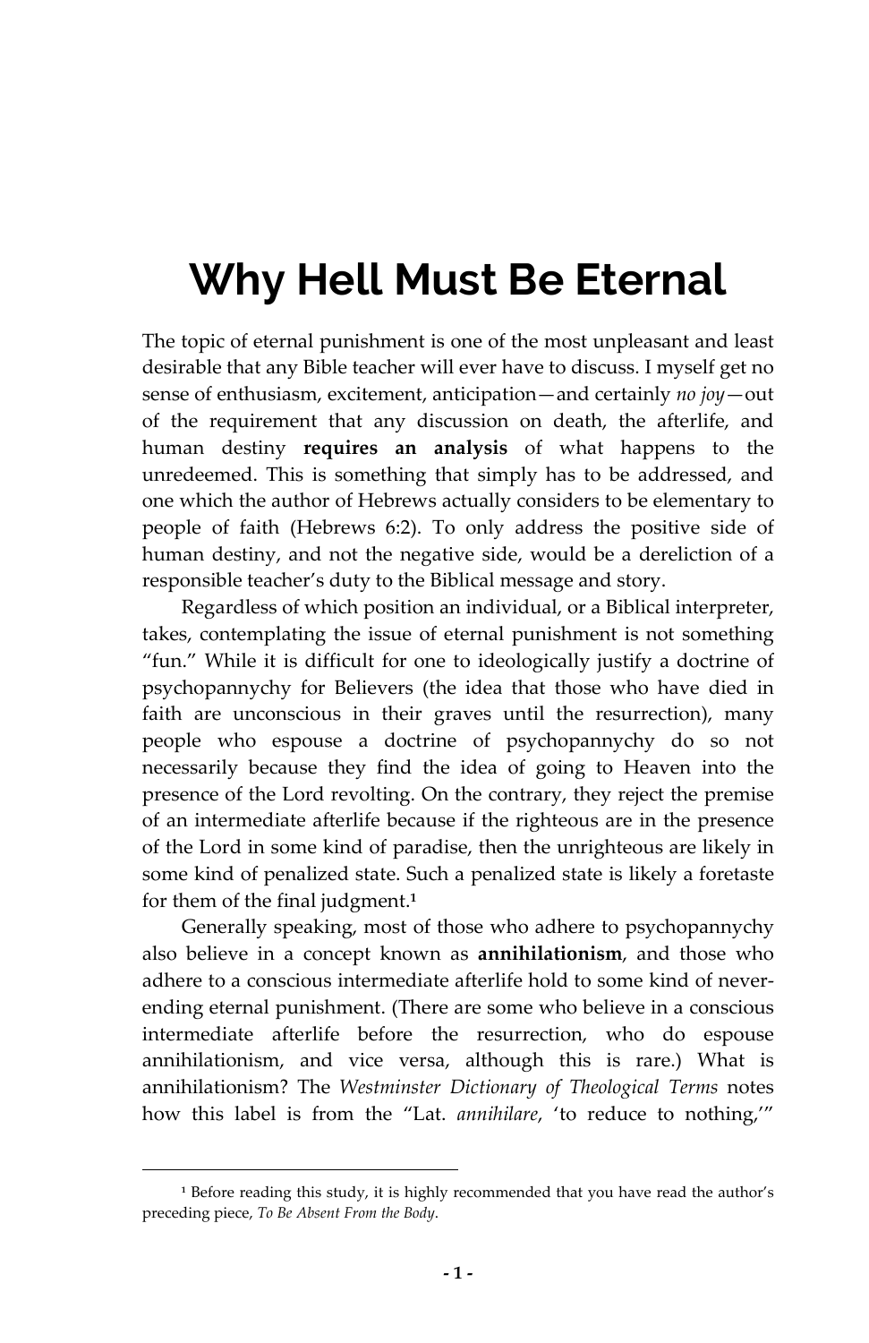# Why Hell Must Be Eternal

The topic of eternal punishment is one of the most unpleasant and least desirable that any Bible teacher will ever have to discuss. I myself get no sense of enthusiasm, excitement, anticipation—and certainly *no joy*—out of the requirement that any discussion on death, the afterlife, and human destiny **requires an analysis** of what happens to the unredeemed. This is something that simply has to be addressed, and one which the author of Hebrews actually considers to be elementary to people of faith (Hebrews 6:2). To only address the positive side of human destiny, and not the negative side, would be a dereliction of a responsible teacher's duty to the Biblical message and story.

Regardless of which position an individual, or a Biblical interpreter, takes, contemplating the issue of eternal punishment is not something "fun." While it is difficult for one to ideologically justify a doctrine of psychopannychy for Believers (the idea that those who have died in faith are unconscious in their graves until the resurrection), many people who espouse a doctrine of psychopannychy do so not necessarily because they find the idea of going to Heaven into the presence of the Lord revolting. On the contrary, they reject the premise of an intermediate afterlife because if the righteous are in the presence of the Lord in some kind of paradise, then the unrighteous are likely in some kind of penalized state. Such a penalized state is likely a foretaste for them of the final judgment.[1]

Generally speaking, most of those who adhere to psychopannychy also believe in a concept known as **annihilationism**, and those who adhere to a conscious intermediate afterlife hold to some kind of never-ending eternal punishment. (There are some who believe in a conscious intermediate afterlife before the resurrection, who do espouse annihilationism, and vice versa, although this is rare.) What is annihilationism? The *Westminster Dictionary of Theological Terms* notes how this label is from the "Lat. *annihilare*, 'to reduce to nothing,'"

---

[1] Before reading this study, it is highly recommended that you have read the author's preceding piece, *To Be Absent From the Body*.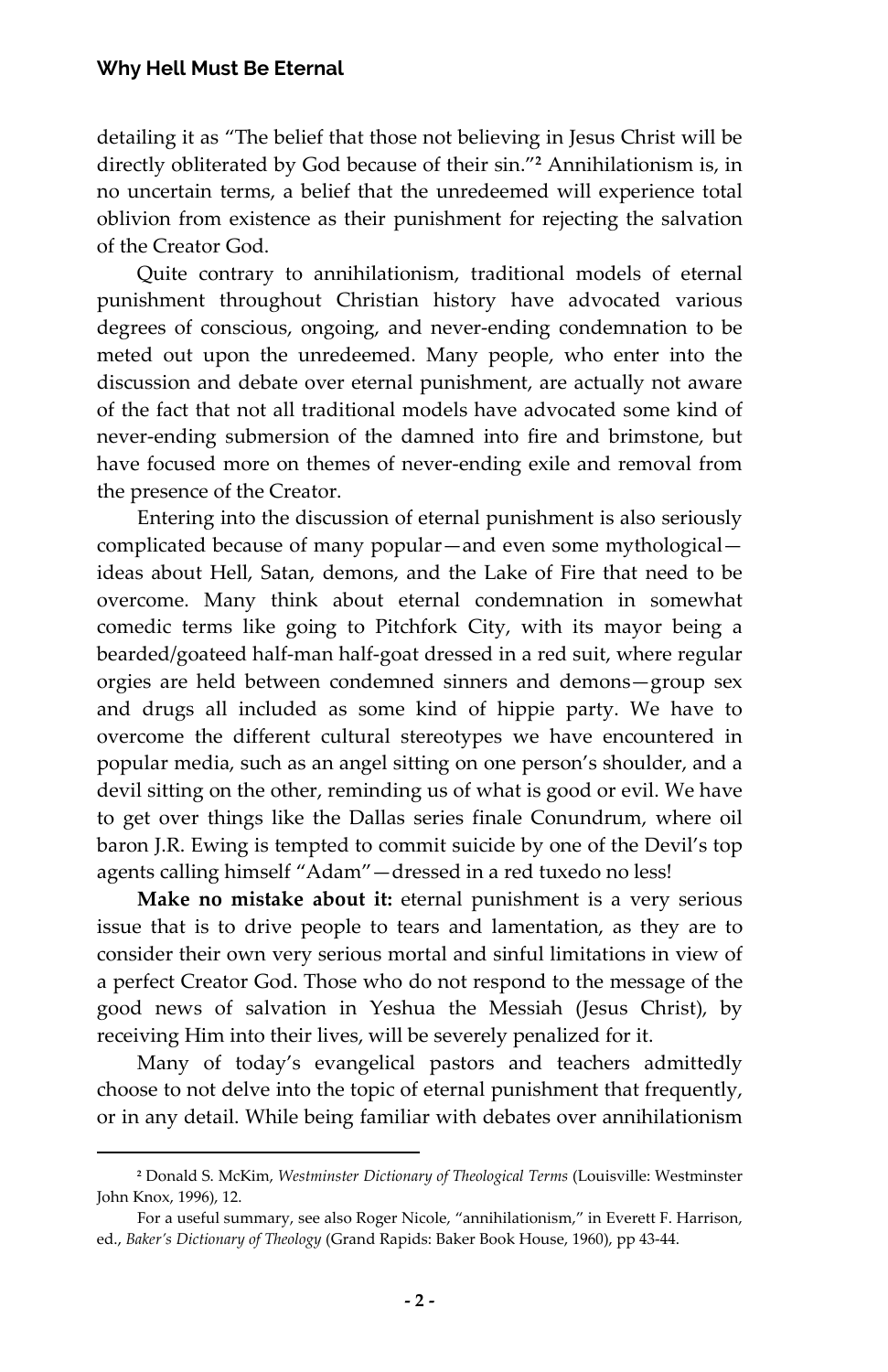detailing it as "The belief that those not believing in Jesus Christ will be directly obliterated by God because of their sin."[2] Annihilationism is, in no uncertain terms, a belief that the unredeemed will experience total oblivion from existence as their punishment for rejecting the salvation of the Creator God.

Quite contrary to annihilationism, traditional models of eternal punishment throughout Christian history have advocated various degrees of conscious, ongoing, and never-ending condemnation to be meted out upon the unredeemed. Many people, who enter into the discussion and debate over eternal punishment, are actually not aware of the fact that not all traditional models have advocated some kind of never-ending submersion of the damned into fire and brimstone, but have focused more on themes of never-ending exile and removal from the presence of the Creator.

Entering into the discussion of eternal punishment is also seriously complicated because of many popular—and even some mythological—ideas about Hell, Satan, demons, and the Lake of Fire that need to be overcome. Many think about eternal condemnation in somewhat comedic terms like going to Pitchfork City, with its mayor being a bearded/goateed half-man half-goat dressed in a red suit, where regular orgies are held between condemned sinners and demons—group sex and drugs all included as some kind of hippie party. We have to overcome the different cultural stereotypes we have encountered in popular media, such as an angel sitting on one person's shoulder, and a devil sitting on the other, reminding us of what is good or evil. We have to get over things like the Dallas series finale Conundrum, where oil baron J.R. Ewing is tempted to commit suicide by one of the Devil's top agents calling himself "Adam"—dressed in a red tuxedo no less!

**Make no mistake about it:** eternal punishment is a very serious issue that is to drive people to tears and lamentation, as they are to consider their own very serious mortal and sinful limitations in view of a perfect Creator God. Those who do not respond to the message of the good news of salvation in Yeshua the Messiah (Jesus Christ), by receiving Him into their lives, will be severely penalized for it.

Many of today's evangelical pastors and teachers admittedly choose to not delve into the topic of eternal punishment that frequently, or in any detail. While being familiar with debates over annihilationism

---

[2] Donald S. McKim, *Westminster Dictionary of Theological Terms* (Louisville: Westminster John Knox, 1996), 12.

For a useful summary, see also Roger Nicole, "annihilationism," in Everett F. Harrison, ed., *Baker's Dictionary of Theology* (Grand Rapids: Baker Book House, 1960), pp 43-44.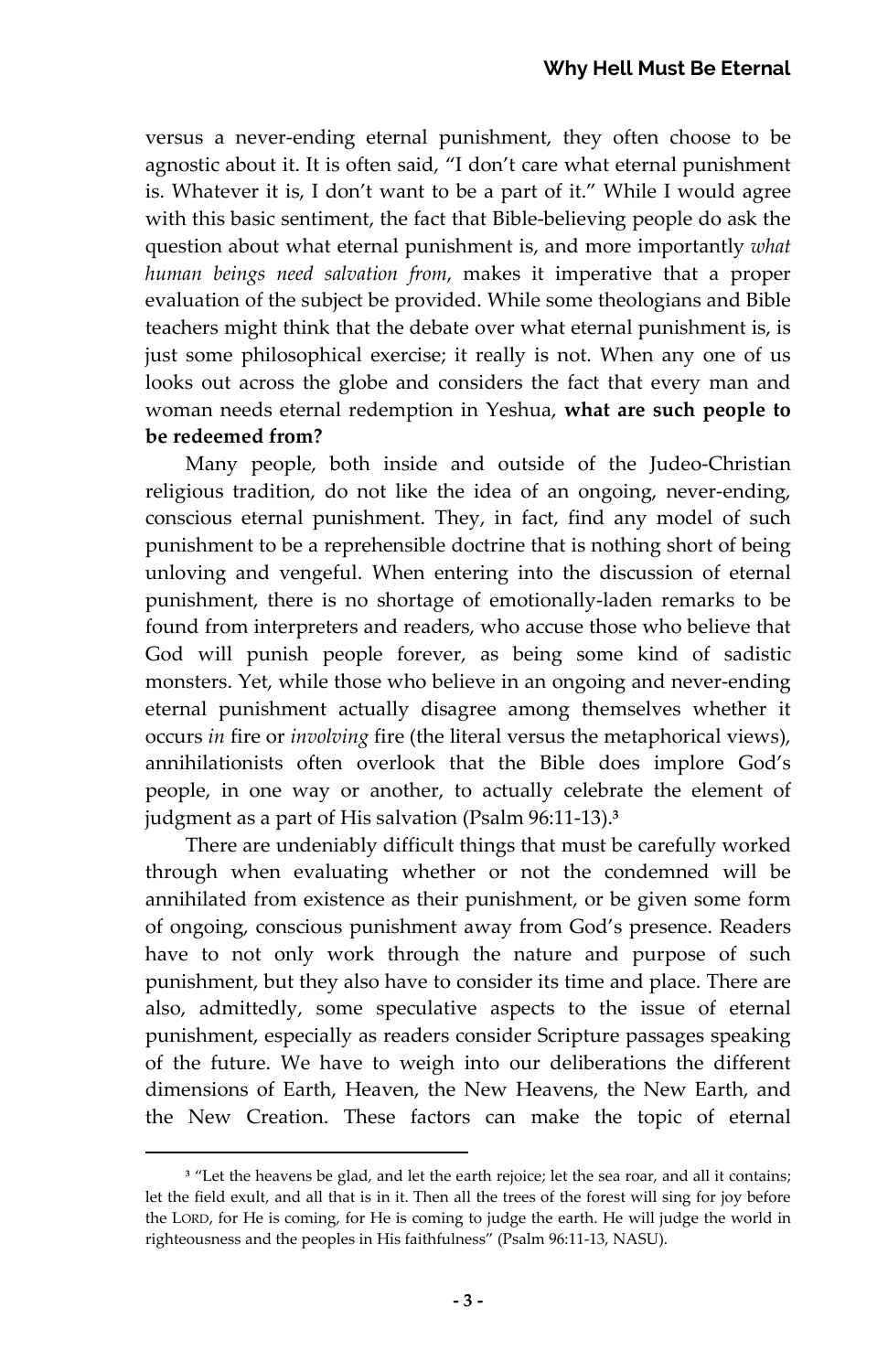versus a never-ending eternal punishment, they often choose to be agnostic about it. It is often said, "I don't care what eternal punishment is. Whatever it is, I don't want to be a part of it." While I would agree with this basic sentiment, the fact that Bible-believing people do ask the question about what eternal punishment is, and more importantly *what human beings need salvation from*, makes it imperative that a proper evaluation of the subject be provided. While some theologians and Bible teachers might think that the debate over what eternal punishment is, is just some philosophical exercise; it really is not. When any one of us looks out across the globe and considers the fact that every man and woman needs eternal redemption in Yeshua, **what are such people to be redeemed from?**

Many people, both inside and outside of the Judeo-Christian religious tradition, do not like the idea of an ongoing, never-ending, conscious eternal punishment. They, in fact, find any model of such punishment to be a reprehensible doctrine that is nothing short of being unloving and vengeful. When entering into the discussion of eternal punishment, there is no shortage of emotionally-laden remarks to be found from interpreters and readers, who accuse those who believe that God will punish people forever, as being some kind of sadistic monsters. Yet, while those who believe in an ongoing and never-ending eternal punishment actually disagree among themselves whether it occurs *in* fire or *involving* fire (the literal versus the metaphorical views), annihilationists often overlook that the Bible does implore God's people, in one way or another, to actually celebrate the element of judgment as a part of His salvation (Psalm 96:11-13).[3]

There are undeniably difficult things that must be carefully worked through when evaluating whether or not the condemned will be annihilated from existence as their punishment, or be given some form of ongoing, conscious punishment away from God's presence. Readers have to not only work through the nature and purpose of such punishment, but they also have to consider its time and place. There are also, admittedly, some speculative aspects to the issue of eternal punishment, especially as readers consider Scripture passages speaking of the future. We have to weigh into our deliberations the different dimensions of Earth, Heaven, the New Heavens, the New Earth, and the New Creation. These factors can make the topic of eternal

---

[3] "Let the heavens be glad, and let the earth rejoice; let the sea roar, and all it contains; let the field exult, and all that is in it. Then all the trees of the forest will sing for joy before the LORD, for He is coming, for He is coming to judge the earth. He will judge the world in righteousness and the peoples in His faithfulness" (Psalm 96:11-13, NASU).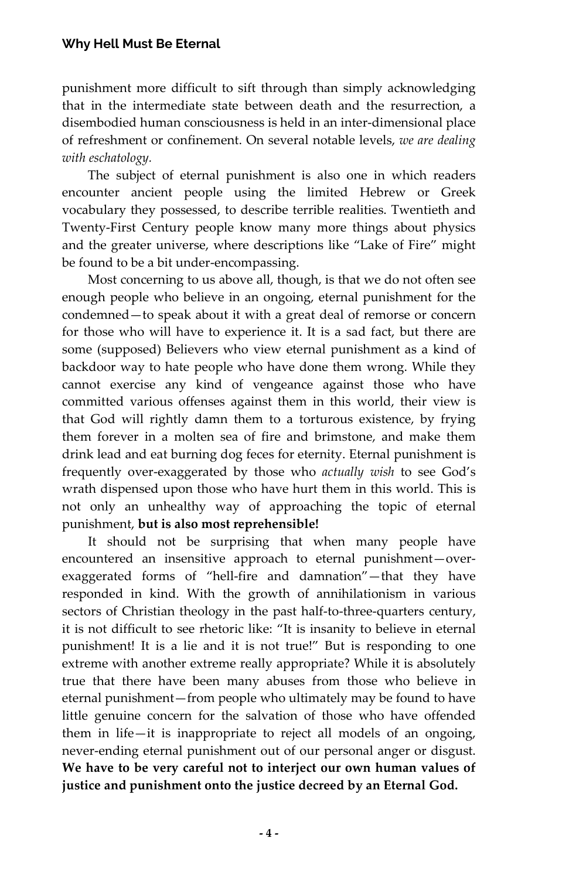punishment more difficult to sift through than simply acknowledging that in the intermediate state between death and the resurrection, a disembodied human consciousness is held in an inter-dimensional place of refreshment or confinement. On several notable levels, *we are dealing with eschatology.*

The subject of eternal punishment is also one in which readers encounter ancient people using the limited Hebrew or Greek vocabulary they possessed, to describe terrible realities. Twentieth and Twenty-First Century people know many more things about physics and the greater universe, where descriptions like "Lake of Fire" might be found to be a bit under-encompassing.

Most concerning to us above all, though, is that we do not often see enough people who believe in an ongoing, eternal punishment for the condemned—to speak about it with a great deal of remorse or concern for those who will have to experience it. It is a sad fact, but there are some (supposed) Believers who view eternal punishment as a kind of backdoor way to hate people who have done them wrong. While they cannot exercise any kind of vengeance against those who have committed various offenses against them in this world, their view is that God will rightly damn them to a torturous existence, by frying them forever in a molten sea of fire and brimstone, and make them drink lead and eat burning dog feces for eternity. Eternal punishment is frequently over-exaggerated by those who *actually wish* to see God's wrath dispensed upon those who have hurt them in this world. This is not only an unhealthy way of approaching the topic of eternal punishment, **but is also most reprehensible!**

It should not be surprising that when many people have encountered an insensitive approach to eternal punishment—over-exaggerated forms of "hell-fire and damnation"—that they have responded in kind. With the growth of annihilationism in various sectors of Christian theology in the past half-to-three-quarters century, it is not difficult to see rhetoric like: "It is insanity to believe in eternal punishment! It is a lie and it is not true!" But is responding to one extreme with another extreme really appropriate? While it is absolutely true that there have been many abuses from those who believe in eternal punishment—from people who ultimately may be found to have little genuine concern for the salvation of those who have offended them in life—it is inappropriate to reject all models of an ongoing, never-ending eternal punishment out of our personal anger or disgust. **We have to be very careful not to interject our own human values of justice and punishment onto the justice decreed by an Eternal God.**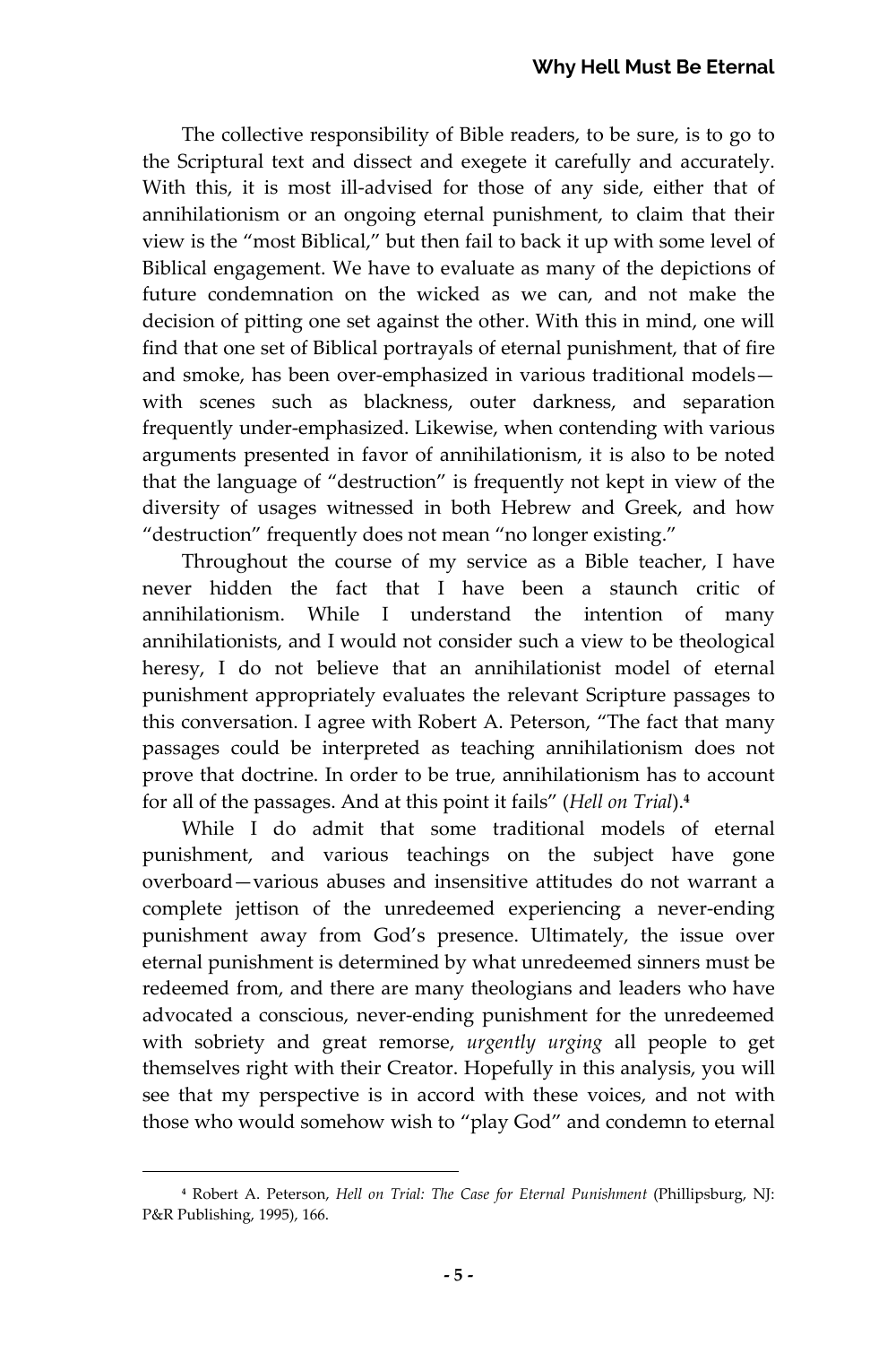The collective responsibility of Bible readers, to be sure, is to go to the Scriptural text and dissect and exegete it carefully and accurately. With this, it is most ill-advised for those of any side, either that of annihilationism or an ongoing eternal punishment, to claim that their view is the "most Biblical," but then fail to back it up with some level of Biblical engagement. We have to evaluate as many of the depictions of future condemnation on the wicked as we can, and not make the decision of pitting one set against the other. With this in mind, one will find that one set of Biblical portrayals of eternal punishment, that of fire and smoke, has been over-emphasized in various traditional models—with scenes such as blackness, outer darkness, and separation frequently under-emphasized. Likewise, when contending with various arguments presented in favor of annihilationism, it is also to be noted that the language of "destruction" is frequently not kept in view of the diversity of usages witnessed in both Hebrew and Greek, and how "destruction" frequently does not mean "no longer existing."

Throughout the course of my service as a Bible teacher, I have never hidden the fact that I have been a staunch critic of annihilationism. While I understand the intention of many annihilationists, and I would not consider such a view to be theological heresy, I do not believe that an annihilationist model of eternal punishment appropriately evaluates the relevant Scripture passages to this conversation. I agree with Robert A. Peterson, "The fact that many passages could be interpreted as teaching annihilationism does not prove that doctrine. In order to be true, annihilationism has to account for all of the passages. And at this point it fails" (*Hell on Trial*).[4]

While I do admit that some traditional models of eternal punishment, and various teachings on the subject have gone overboard—various abuses and insensitive attitudes do not warrant a complete jettison of the unredeemed experiencing a never-ending punishment away from God's presence. Ultimately, the issue over eternal punishment is determined by what unredeemed sinners must be redeemed from, and there are many theologians and leaders who have advocated a conscious, never-ending punishment for the unredeemed with sobriety and great remorse, *urgently urging* all people to get themselves right with their Creator. Hopefully in this analysis, you will see that my perspective is in accord with these voices, and not with those who would somehow wish to "play God" and condemn to eternal

---

[4] Robert A. Peterson, *Hell on Trial: The Case for Eternal Punishment* (Phillipsburg, NJ: P&R Publishing, 1995), 166.